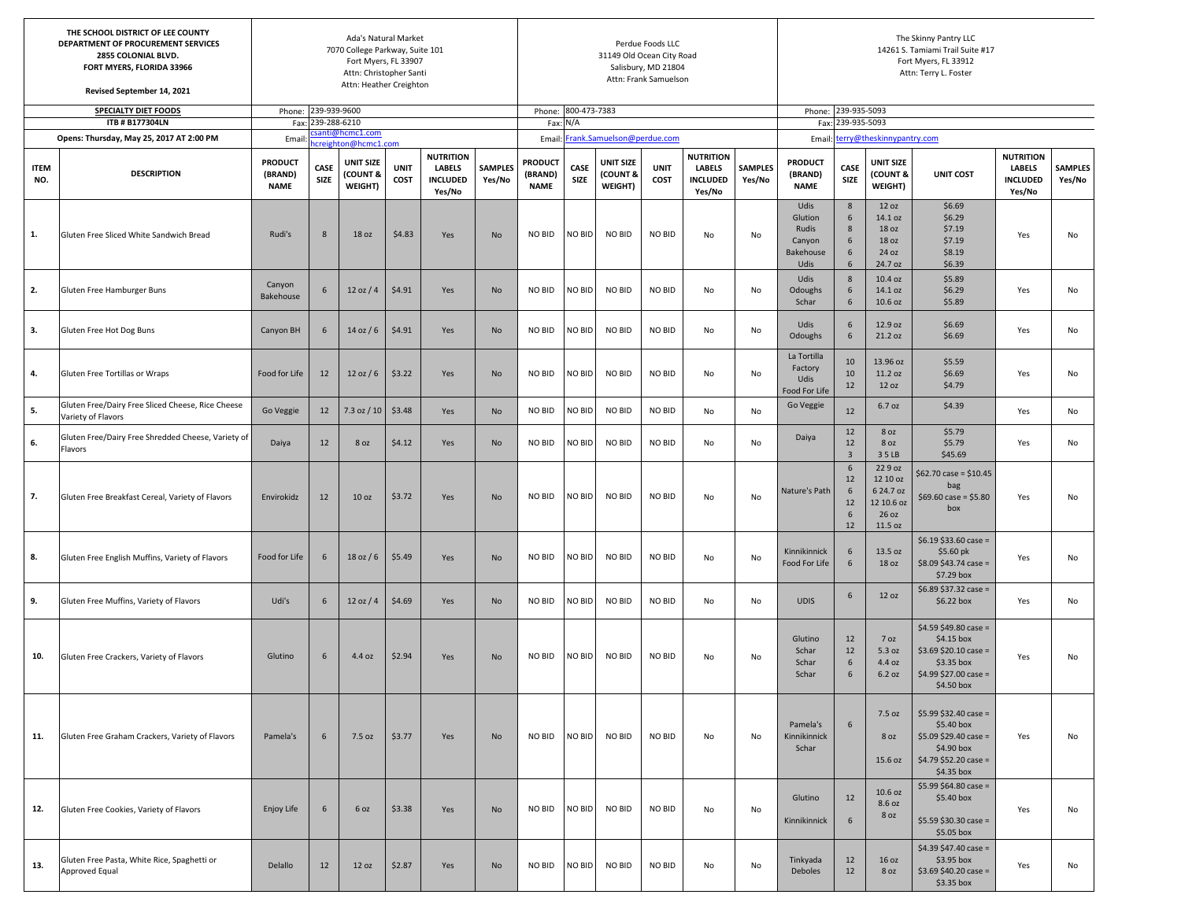| THE SCHOOL DISTRICT OF LEE COUNTY<br>DEPARTMENT OF PROCUREMENT SERVICES<br>2855 COLONIAL BLVD.<br>FORT MYERS, FLORIDA 33966<br><br>Revised September 14, 2021 | | Ada's Natural Market<br>7070 College Parkway, Suite 101<br>Fort Myers, FL 33907<br>Attn: Christopher Santi<br>Attn: Heather Creighton | | | | | | Perdue Foods LLC<br>31149 Old Ocean City Road<br>Salisbury, MD 21804<br>Attn: Frank Samuelson | | | | | | The Skinny Pantry LLC<br>14261 S. Tamiami Trail Suite #17<br>Fort Myers, FL 33912<br>Attn: Terry L. Foster | | | | | |
|---|---|---|---|---|---|---|---|---|---|---|---|---|---|---|---|---|---|---|---|
| **SPECIALTY DIET FOODS** | | Phone: 239-939-9600 | | | | | | Phone: 800-473-7383 | | | | | | Phone: 239-935-5093 | | | | | |
| **ITB # B177304LN** | | Fax: 239-288-6210 | | | | | | Fax: N/A | | | | | | Fax: 239-935-5093 | | | | | |
| **Opens: Thursday, May 25, 2017 AT 2:00 PM** | | Email: csanti@hcmc1.com<br>hcreighton@hcmc1.com | | | | | | Email: Frank.Samuelson@perdue.com | | | | | | Email: terry@theskinnypantry.com | | | | | |
| **ITEM NO.** | **DESCRIPTION** | **PRODUCT (BRAND) NAME** | **CASE SIZE** | **UNIT SIZE (COUNT & WEIGHT)** | **UNIT COST** | **NUTRITION LABELS INCLUDED Yes/No** | **SAMPLES Yes/No** | **PRODUCT (BRAND) NAME** | **CASE SIZE** | **UNIT SIZE (COUNT & WEIGHT)** | **UNIT COST** | **NUTRITION LABELS INCLUDED Yes/No** | **SAMPLES Yes/No** | **PRODUCT (BRAND) NAME** | **CASE SIZE** | **UNIT SIZE (COUNT & WEIGHT)** | **UNIT COST** | **NUTRITION LABELS INCLUDED Yes/No** | **SAMPLES Yes/No** |
| **1.** | Gluten Free Sliced White Sandwich Bread | Rudi's | 8 | 18 oz | $4.83 | Yes | No | NO BID | NO BID | NO BID | NO BID | No | No | Udis<br>Glution<br>Rudis<br>Canyon<br>Bakehouse<br>Udis | 8<br>6<br>8<br>6<br>6<br>6 | 12 oz<br>14.1 oz<br>18 oz<br>18 oz<br>24 oz<br>24.7 oz | $6.69<br>$6.29<br>$7.19<br>$7.19<br>$8.19<br>$6.39 | Yes | No |
| **2.** | Gluten Free Hamburger Buns | Canyon Bakehouse | 6 | 12 oz / 4 | $4.91 | Yes | No | NO BID | NO BID | NO BID | NO BID | No | No | Udis<br>Odoughs<br>Schar | 8<br>6<br>6 | 10.4 oz<br>14.1 oz<br>10.6 oz | $5.89<br>$6.29<br>$5.89 | Yes | No |
| **3.** | Gluten Free Hot Dog Buns | Canyon BH | 6 | 14 oz / 6 | $4.91 | Yes | No | NO BID | NO BID | NO BID | NO BID | No | No | Udis<br>Odoughs | 6<br>6 | 12.9 oz<br>21.2 oz | $6.69<br>$6.69 | Yes | No |
| **4.** | Gluten Free Tortillas or Wraps | Food for Life | 12 | 12 oz / 6 | $3.22 | Yes | No | NO BID | NO BID | NO BID | NO BID | No | No | La Tortilla Factory<br>Udis<br>Food For Life | 10<br>10<br>12 | 13.96 oz<br>11.2 oz<br>12 oz | $5.59<br>$6.69<br>$4.79 | Yes | No |
| **5.** | Gluten Free/Dairy Free Sliced Cheese, Rice Cheese Variety of Flavors | Go Veggie | 12 | 7.3 oz / 10 | $3.48 | Yes | No | NO BID | NO BID | NO BID | NO BID | No | No | Go Veggie | 12 | 6.7 oz | $4.39 | Yes | No |
| **6.** | Gluten Free/Dairy Free Shredded Cheese, Variety of Flavors | Daiya | 12 | 8 oz | $4.12 | Yes | No | NO BID | NO BID | NO BID | NO BID | No | No | Daiya | 12<br>12<br>3 | 8 oz<br>8 oz<br>3 5 LB | $5.79<br>$5.79<br>$45.69 | Yes | No |
| **7.** | Gluten Free Breakfast Cereal, Variety of Flavors | Envirokidz | 12 | 10 oz | $3.72 | Yes | No | NO BID | NO BID | NO BID | NO BID | No | No | Nature's Path | 6<br>12<br>6<br>12<br>6<br>12 | 22 9 oz<br>12 10 oz<br>6 24.7 oz<br>12 10.6 oz<br>26 oz<br>11.5 oz | $62.70 case = $10.45 bag<br>$69.60 case = $5.80 box | Yes | No |
| **8.** | Gluten Free English Muffins, Variety of Flavors | Food for Life | 6 | 18 oz / 6 | $5.49 | Yes | No | NO BID | NO BID | NO BID | NO BID | No | No | Kinnikinnick<br>Food For Life | 6<br>6 | 13.5 oz<br>18 oz | $6.19 $33.60 case = $5.60 pk<br>$8.09 $43.74 case = $7.29 box | Yes | No |
| **9.** | Gluten Free Muffins, Variety of Flavors | Udi's | 6 | 12 oz / 4 | $4.69 | Yes | No | NO BID | NO BID | NO BID | NO BID | No | No | UDIS | 6 | 12 oz | $6.89 $37.32 case = $6.22 box | Yes | No |
| **10.** | Gluten Free Crackers, Variety of Flavors | Glutino | 6 | 4.4 oz | $2.94 | Yes | No | NO BID | NO BID | NO BID | NO BID | No | No | Glutino<br>Schar<br>Schar<br>Schar | 12<br>12<br>6<br>6 | 7 oz<br>5.3 oz<br>4.4 oz<br>6.2 oz | $4.59 $49.80 case = $4.15 box<br>$3.69 $20.10 case = $3.35 box<br>$4.99 $27.00 case = $4.50 box | Yes | No |
| **11.** | Gluten Free Graham Crackers, Variety of Flavors | Pamela's | 6 | 7.5 oz | $3.77 | Yes | No | NO BID | NO BID | NO BID | NO BID | No | No | Pamela's<br>Kinnikinnick<br>Schar | 6 | 7.5 oz<br>8 oz<br>15.6 oz | $5.99 $32.40 case = $5.40 box<br>$5.09 $29.40 case = $4.90 box<br>$4.79 $52.20 case = $4.35 box | Yes | No |
| **12.** | Gluten Free Cookies, Variety of Flavors | Enjoy Life | 6 | 6 oz | $3.38 | Yes | No | NO BID | NO BID | NO BID | NO BID | No | No | Glutino<br>Kinnikinnick | 12<br>6 | 10.6 oz<br>8.6 oz<br>8 oz | $5.99 $64.80 case = $5.40 box<br>$5.59 $30.30 case = $5.05 box | Yes | No |
| **13.** | Gluten Free Pasta, White Rice, Spaghetti or Approved Equal | Delallo | 12 | 12 oz | $2.87 | Yes | No | NO BID | NO BID | NO BID | NO BID | No | No | Tinkyada<br>Deboles | 12<br>12 | 16 oz<br>8 oz | $4.39 $47.40 case = $3.95 box<br>$3.69 $40.20 case = $3.35 box | Yes | No |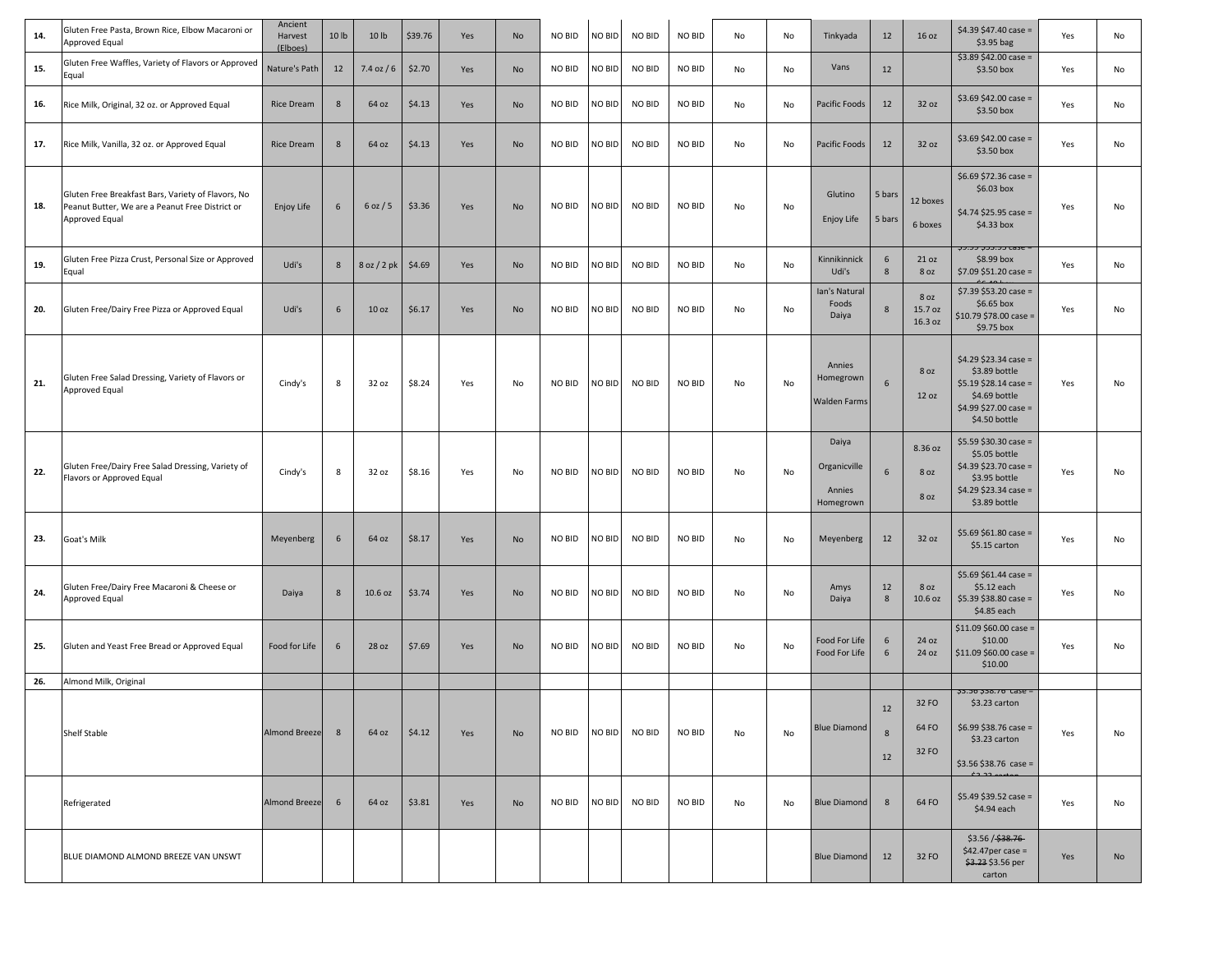| 14. | Gluten Free Pasta, Brown Rice, Elbow Macaroni or Approved Equal | Ancient Harvest (Elboes) | 10 lb | 10 lb | $39.76 | Yes | No | NO BID | NO BID | NO BID | NO BID | No | No | Tinkyada | 12 | 16 oz | $4.39 $47.40 case = $3.95 bag | Yes | No |
|---|---|---|---|---|---|---|---|---|---|---|---|---|---|---|---|---|---|---|---|
| 15. | Gluten Free Waffles, Variety of Flavors or Approved Equal | Nature's Path | 12 | 7.4 oz / 6 | $2.70 | Yes | No | NO BID | NO BID | NO BID | NO BID | No | No | Vans | 12 | | $3.89 $42.00 case = $3.50 box | Yes | No |
| 16. | Rice Milk, Original, 32 oz. or Approved Equal | Rice Dream | 8 | 64 oz | $4.13 | Yes | No | NO BID | NO BID | NO BID | NO BID | No | No | Pacific Foods | 12 | 32 oz | $3.69 $42.00 case = $3.50 box | Yes | No |
| 17. | Rice Milk, Vanilla, 32 oz. or Approved Equal | Rice Dream | 8 | 64 oz | $4.13 | Yes | No | NO BID | NO BID | NO BID | NO BID | No | No | Pacific Foods | 12 | 32 oz | $3.69 $42.00 case = $3.50 box | Yes | No |
| 18. | Gluten Free Breakfast Bars, Variety of Flavors, No Peanut Butter, We are a Peanut Free District or Approved Equal | Enjoy Life | 6 | 6 oz / 5 | $3.36 | Yes | No | NO BID | NO BID | NO BID | NO BID | No | No | Glutino<br>Enjoy Life | 5 bars<br>5 bars | 12 boxes<br>6 boxes | $6.69 $72.36 case = $6.03 box<br>$4.74 $25.95 case = $4.33 box | Yes | No |
| 19. | Gluten Free Pizza Crust, Personal Size or Approved Equal | Udi's | 8 | 8 oz / 2 pk | $4.69 | Yes | No | NO BID | NO BID | NO BID | NO BID | No | No | Kinnikinnick<br>Udi's | 6<br>8 | 21 oz<br>8 oz | $8.99 box<br>$7.09 $51.20 case = | Yes | No |
| 20. | Gluten Free/Dairy Free Pizza or Approved Equal | Udi's | 6 | 10 oz | $6.17 | Yes | No | NO BID | NO BID | NO BID | NO BID | No | No | Ian's Natural Foods<br>Daiya | 8 | 8 oz<br>15.7 oz<br>16.3 oz | $7.39 $53.20 case = $6.65 box<br>$10.79 $78.00 case = $9.75 box | Yes | No |
| 21. | Gluten Free Salad Dressing, Variety of Flavors or Approved Equal | Cindy's | 8 | 32 oz | $8.24 | Yes | No | NO BID | NO BID | NO BID | NO BID | No | No | Annies Homegrown<br>Walden Farms | 6 | 8 oz<br>12 oz | $4.29 $23.34 case = $3.89 bottle<br>$5.19 $28.14 case = $4.69 bottle<br>$4.99 $27.00 case = $4.50 bottle | Yes | No |
| 22. | Gluten Free/Dairy Free Salad Dressing, Variety of Flavors or Approved Equal | Cindy's | 8 | 32 oz | $8.16 | Yes | No | NO BID | NO BID | NO BID | NO BID | No | No | Daiya<br>Organicville<br>Annies Homegrown | 6 | 8.36 oz<br>8 oz<br>8 oz | $5.59 $30.30 case = $5.05 bottle<br>$4.39 $23.70 case = $3.95 bottle<br>$4.29 $23.34 case = $3.89 bottle | Yes | No |
| 23. | Goat's Milk | Meyenberg | 6 | 64 oz | $8.17 | Yes | No | NO BID | NO BID | NO BID | NO BID | No | No | Meyenberg | 12 | 32 oz | $5.69 $61.80 case = $5.15 carton | Yes | No |
| 24. | Gluten Free/Dairy Free Macaroni & Cheese or Approved Equal | Daiya | 8 | 10.6 oz | $3.74 | Yes | No | NO BID | NO BID | NO BID | NO BID | No | No | Amys<br>Daiya | 12<br>8 | 8 oz<br>10.6 oz | $5.69 $61.44 case = $5.12 each<br>$5.39 $38.80 case = $4.85 each | Yes | No |
| 25. | Gluten and Yeast Free Bread or Approved Equal | Food for Life | 6 | 28 oz | $7.69 | Yes | No | NO BID | NO BID | NO BID | NO BID | No | No | Food For Life<br>Food For Life | 6<br>6 | 24 oz<br>24 oz | $11.09 $60.00 case = $10.00<br>$11.09 $60.00 case = $10.00 | Yes | No |
| 26. | Almond Milk, Original | | | | | | | | | | | | | | | | | | |
| | Shelf Stable | Almond Breeze | 8 | 64 oz | $4.12 | Yes | No | NO BID | NO BID | NO BID | NO BID | No | No | Blue Diamond | 12<br>8<br>12 | 32 FO<br>64 FO<br>32 FO | $3.56 $38.76 case = $3.23 carton<br>$6.99 $38.76 case = $3.23 carton<br>$3.56 $38.76 case = | Yes | No |
| | Refrigerated | Almond Breeze | 6 | 64 oz | $3.81 | Yes | No | NO BID | NO BID | NO BID | NO BID | No | No | Blue Diamond | 8 | 64 FO | $5.49 $39.52 case = $4.94 each | Yes | No |
| | BLUE DIAMOND ALMOND BREEZE VAN UNSWT | | | | | | | | | | | | | Blue Diamond | 12 | 32 FO | $3.56 / ~~$38.76~~ $42.47per case = ~~$3.23~~ $3.56 per carton | Yes | No |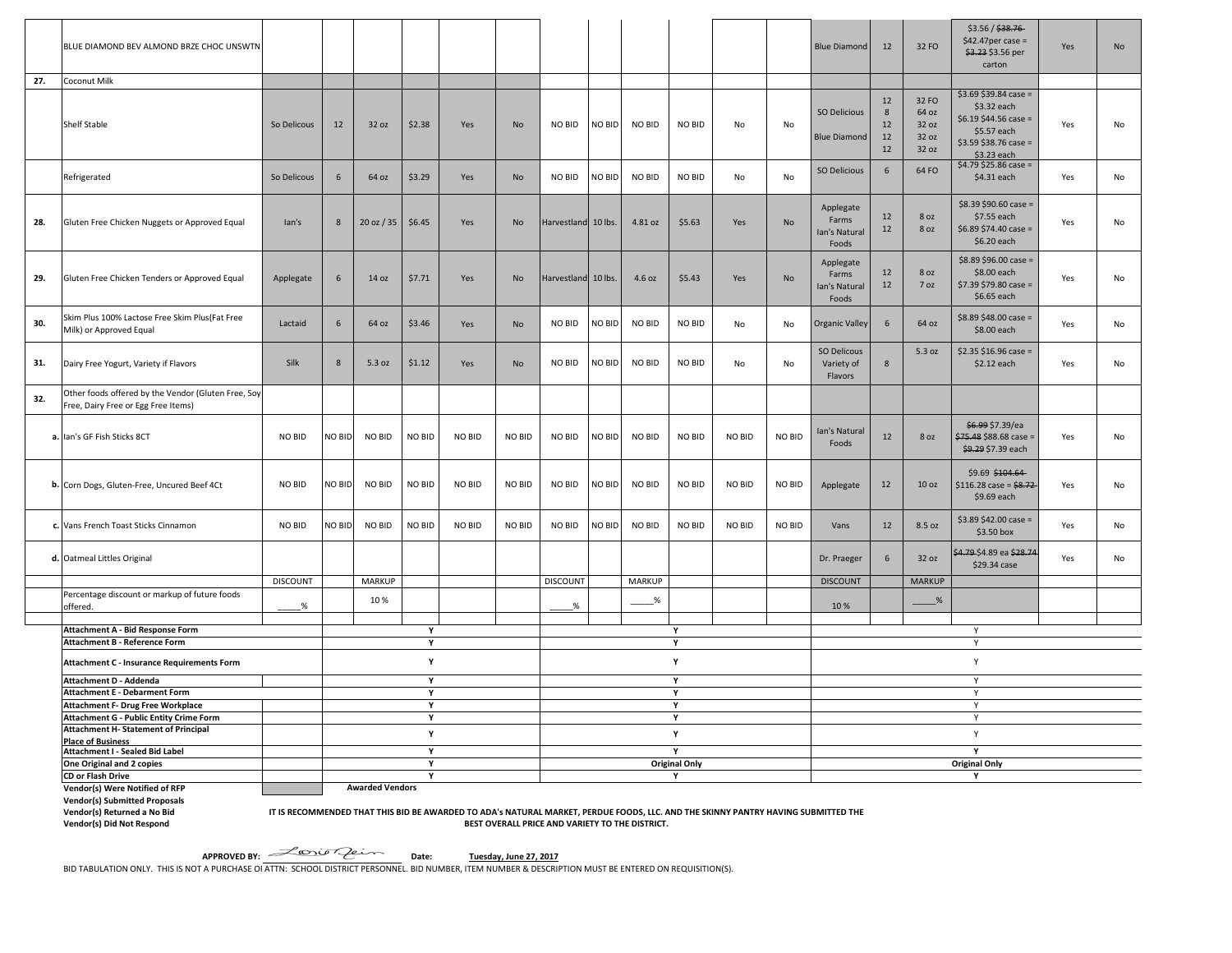| | | | | | | | | | | | | | | | | | | | |
|---|---|---|---|---|---|---|---|---|---|---|---|---|---|---|---|---|---|---|---|
| | BLUE DIAMOND BEV ALMOND BRZE CHOC UNSWTN | | | | | | | | | | | | | Blue Diamond | 12 | 32 FO | $3.56 / ~~$38.76~~ $42.47per case = ~~$3.23~~ $3.56 per carton | Yes | No |
| **27.** | Coconut Milk | | | | | | | | | | | | | | | | | | |
| | Shelf Stable | So Delicous | 12 | 32 oz | $2.38 | Yes | No | NO BID | NO BID | NO BID | NO BID | No | No | SO Delicious<br>Blue Diamond | 12<br>8<br>12<br>12<br>12 | 32 FO<br>64 oz<br>32 oz<br>32 oz<br>32 oz | $3.69 $39.84 case = $3.32 each<br>$6.19 $44.56 case = $5.57 each<br>$3.59 $38.76 case = $3.23 each | Yes | No |
| | Refrigerated | So Delicous | 6 | 64 oz | $3.29 | Yes | No | NO BID | NO BID | NO BID | NO BID | No | No | SO Delicious | 6 | 64 FO | $4.79 $25.86 case = $4.31 each | Yes | No |
| **28.** | Gluten Free Chicken Nuggets or Approved Equal | Ian's | 8 | 20 oz / 35 | $6.45 | Yes | No | Harvestland | 10 lbs. | 4.81 oz | $5.63 | Yes | No | Applegate Farms<br>Ian's Natural Foods | 12<br>12 | 8 oz<br>8 oz | $8.39 $90.60 case = $7.55 each<br>$6.89 $74.40 case = $6.20 each | Yes | No |
| **29.** | Gluten Free Chicken Tenders or Approved Equal | Applegate | 6 | 14 oz | $7.71 | Yes | No | Harvestland | 10 lbs. | 4.6 oz | $5.43 | Yes | No | Applegate Farms<br>Ian's Natural Foods | 12<br>12 | 8 oz<br>7 oz | $8.89 $96.00 case = $8.00 each<br>$7.39 $79.80 case = $6.65 each | Yes | No |
| **30.** | Skim Plus 100% Lactose Free Skim Plus(Fat Free Milk) or Approved Equal | Lactaid | 6 | 64 oz | $3.46 | Yes | No | NO BID | NO BID | NO BID | NO BID | No | No | Organic Valley | 6 | 64 oz | $8.89 $48.00 case = $8.00 each | Yes | No |
| **31.** | Dairy Free Yogurt, Variety if Flavors | Silk | 8 | 5.3 oz | $1.12 | Yes | No | NO BID | NO BID | NO BID | NO BID | No | No | SO Delicous Variety of Flavors | 8 | 5.3 oz | $2.35 $16.96 case = $2.12 each | Yes | No |
| **32.** | Other foods offered by the Vendor (Gluten Free, Soy Free, Dairy Free or Egg Free Items) | | | | | | | | | | | | | | | | | | |
| | **a.** Ian's GF Fish Sticks 8CT | NO BID | NO BID | NO BID | NO BID | NO BID | NO BID | NO BID | NO BID | NO BID | NO BID | NO BID | NO BID | Ian's Natural Foods | 12 | 8 oz | ~~$6.99~~ $7.39/ea ~~$75.48~~ $88.68 case = ~~$9.29~~ $7.39 each | Yes | No |
| | **b.** Corn Dogs, Gluten-Free, Uncured Beef 4Ct | NO BID | NO BID | NO BID | NO BID | NO BID | NO BID | NO BID | NO BID | NO BID | NO BID | NO BID | NO BID | Applegate | 12 | 10 oz | $9.69 ~~$104.64~~ $116.28 case = ~~$8.72~~ $9.69 each | Yes | No |
| | **c.** Vans French Toast Sticks Cinnamon | NO BID | NO BID | NO BID | NO BID | NO BID | NO BID | NO BID | NO BID | NO BID | NO BID | NO BID | NO BID | Vans | 12 | 8.5 oz | $3.89 $42.00 case = $3.50 box | Yes | No |
| | **d.** Oatmeal Littles Original | | | | | | | | | | | | | Dr. Praeger | 6 | 32 oz | ~~$4.79~~ $4.89 ea ~~$28.74~~ $29.34 case | Yes | No |
| | | DISCOUNT | | MARKUP | | | | DISCOUNT | | MARKUP | | | | DISCOUNT | | MARKUP | | | |
| | Percentage discount or markup of future foods offered. | _____% | | 10 % | | | | _____% | | _____% | | | | 10 % | | _____% | | | |

| | | | |
|---|---|---|---|
| **Attachment A - Bid Response Form** | Y | Y | Y |
| **Attachment B - Reference Form** | Y | Y | Y |
| **Attachment C - Insurance Requirements Form** | Y | Y | Y |
| **Attachment D - Addenda** | Y | Y | Y |
| **Attachment E - Debarment Form** | Y | Y | Y |
| **Attachment F- Drug Free Workplace** | Y | Y | Y |
| **Attachment G - Public Entity Crime Form** | Y | Y | Y |
| **Attachment H- Statement of Principal Place of Business** | Y | Y | Y |
| **Attachment I - Sealed Bid Label** | Y | Y | Y |
| **One Original and 2 copies** | Y | Original Only | Original Only |
| **CD or Flash Drive** | Y | Y | Y |

**Vendor(s) Were Notified of RFP** — **Awarded Vendors**
**Vendor(s) Submitted Proposals**
**Vendor(s) Returned a No Bid**
**Vendor(s) Did Not Respond**

**IT IS RECOMMENDED THAT THIS BID BE AWARDED TO ADA's NATURAL MARKET, PERDUE FOODS, LLC. AND THE SKINNY PANTRY HAVING SUBMITTED THE BEST OVERALL PRICE AND VARIETY TO THE DISTRICT.**

**APPROVED BY:** _______________ **Date:** **Tuesday, June 27, 2017**

BID TABULATION ONLY. THIS IS NOT A PURCHASE OI ATTN: SCHOOL DISTRICT PERSONNEL. BID NUMBER, ITEM NUMBER & DESCRIPTION MUST BE ENTERED ON REQUISITION(S).